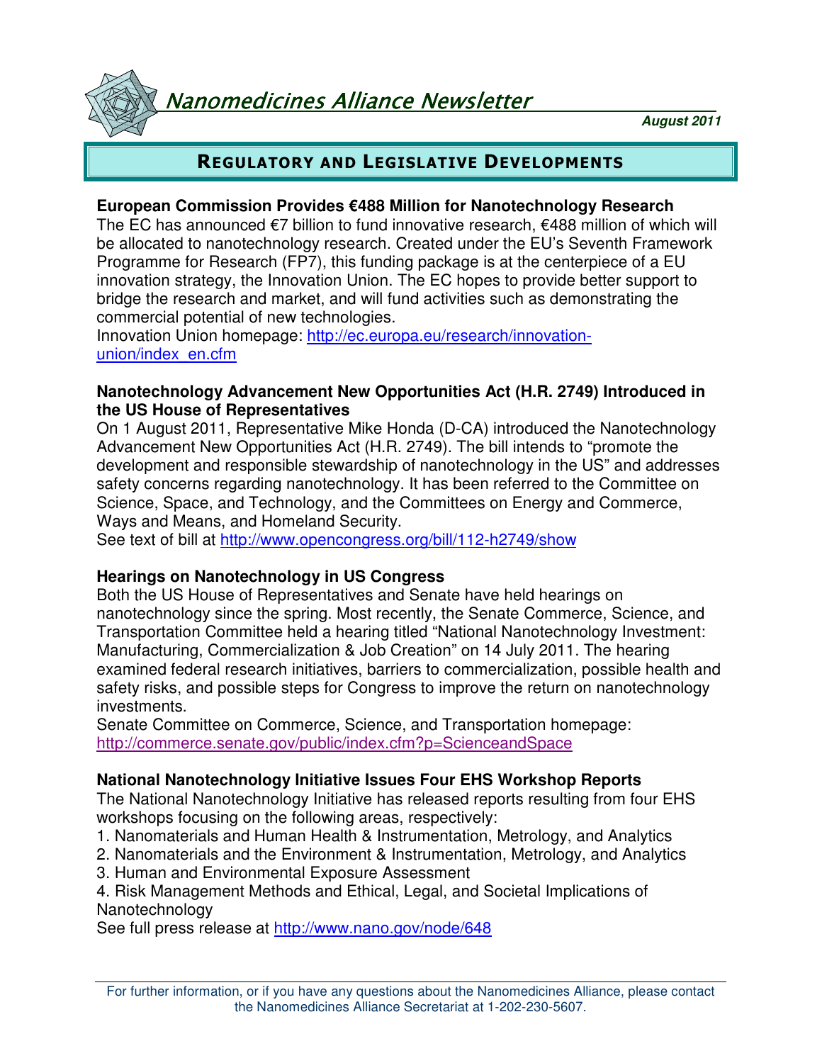# Nanomedicines Alliance Newsletter

***August 2011***

## REGULATORY AND LEGISLATIVE DEVELOPMENTS

### European Commission Provides €488 Million for Nanotechnology Research

The EC has announced €7 billion to fund innovative research, €488 million of which will be allocated to nanotechnology research. Created under the EU's Seventh Framework Programme for Research (FP7), this funding package is at the centerpiece of a EU innovation strategy, the Innovation Union. The EC hopes to provide better support to bridge the research and market, and will fund activities such as demonstrating the commercial potential of new technologies.
Innovation Union homepage: http://ec.europa.eu/research/innovation-union/index_en.cfm

### Nanotechnology Advancement New Opportunities Act (H.R. 2749) Introduced in the US House of Representatives

On 1 August 2011, Representative Mike Honda (D-CA) introduced the Nanotechnology Advancement New Opportunities Act (H.R. 2749). The bill intends to "promote the development and responsible stewardship of nanotechnology in the US" and addresses safety concerns regarding nanotechnology. It has been referred to the Committee on Science, Space, and Technology, and the Committees on Energy and Commerce, Ways and Means, and Homeland Security.
See text of bill at http://www.opencongress.org/bill/112-h2749/show

### Hearings on Nanotechnology in US Congress

Both the US House of Representatives and Senate have held hearings on nanotechnology since the spring. Most recently, the Senate Commerce, Science, and Transportation Committee held a hearing titled "National Nanotechnology Investment: Manufacturing, Commercialization & Job Creation" on 14 July 2011. The hearing examined federal research initiatives, barriers to commercialization, possible health and safety risks, and possible steps for Congress to improve the return on nanotechnology investments.
Senate Committee on Commerce, Science, and Transportation homepage: http://commerce.senate.gov/public/index.cfm?p=ScienceandSpace

### National Nanotechnology Initiative Issues Four EHS Workshop Reports

The National Nanotechnology Initiative has released reports resulting from four EHS workshops focusing on the following areas, respectively:

1. Nanomaterials and Human Health & Instrumentation, Metrology, and Analytics
2. Nanomaterials and the Environment & Instrumentation, Metrology, and Analytics
3. Human and Environmental Exposure Assessment
4. Risk Management Methods and Ethical, Legal, and Societal Implications of Nanotechnology

See full press release at http://www.nano.gov/node/648

For further information, or if you have any questions about the Nanomedicines Alliance, please contact the Nanomedicines Alliance Secretariat at 1-202-230-5607.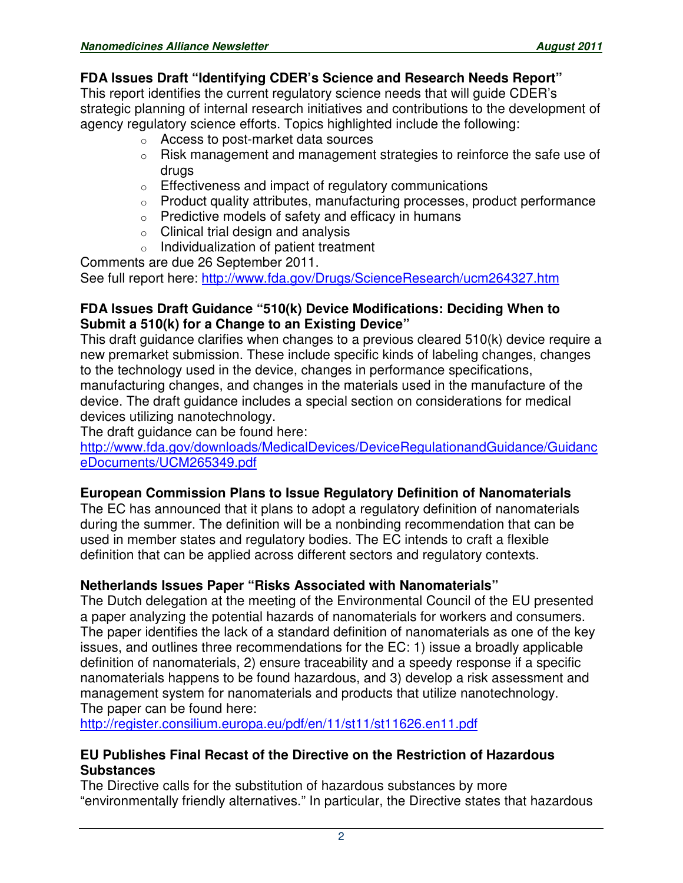### FDA Issues Draft "Identifying CDER's Science and Research Needs Report"

This report identifies the current regulatory science needs that will guide CDER's strategic planning of internal research initiatives and contributions to the development of agency regulatory science efforts. Topics highlighted include the following:

- Access to post-market data sources
- Risk management and management strategies to reinforce the safe use of drugs
- Effectiveness and impact of regulatory communications
- Product quality attributes, manufacturing processes, product performance
- Predictive models of safety and efficacy in humans
- Clinical trial design and analysis
- Individualization of patient treatment

Comments are due 26 September 2011.
See full report here: http://www.fda.gov/Drugs/ScienceResearch/ucm264327.htm

### FDA Issues Draft Guidance "510(k) Device Modifications: Deciding When to Submit a 510(k) for a Change to an Existing Device"

This draft guidance clarifies when changes to a previous cleared 510(k) device require a new premarket submission. These include specific kinds of labeling changes, changes to the technology used in the device, changes in performance specifications, manufacturing changes, and changes in the materials used in the manufacture of the device. The draft guidance includes a special section on considerations for medical devices utilizing nanotechnology.
The draft guidance can be found here:
http://www.fda.gov/downloads/MedicalDevices/DeviceRegulationandGuidance/GuidanceDocuments/UCM265349.pdf

### European Commission Plans to Issue Regulatory Definition of Nanomaterials

The EC has announced that it plans to adopt a regulatory definition of nanomaterials during the summer. The definition will be a nonbinding recommendation that can be used in member states and regulatory bodies. The EC intends to craft a flexible definition that can be applied across different sectors and regulatory contexts.

### Netherlands Issues Paper "Risks Associated with Nanomaterials"

The Dutch delegation at the meeting of the Environmental Council of the EU presented a paper analyzing the potential hazards of nanomaterials for workers and consumers. The paper identifies the lack of a standard definition of nanomaterials as one of the key issues, and outlines three recommendations for the EC: 1) issue a broadly applicable definition of nanomaterials, 2) ensure traceability and a speedy response if a specific nanomaterials happens to be found hazardous, and 3) develop a risk assessment and management system for nanomaterials and products that utilize nanotechnology.
The paper can be found here:
http://register.consilium.europa.eu/pdf/en/11/st11/st11626.en11.pdf

### EU Publishes Final Recast of the Directive on the Restriction of Hazardous Substances

The Directive calls for the substitution of hazardous substances by more "environmentally friendly alternatives." In particular, the Directive states that hazardous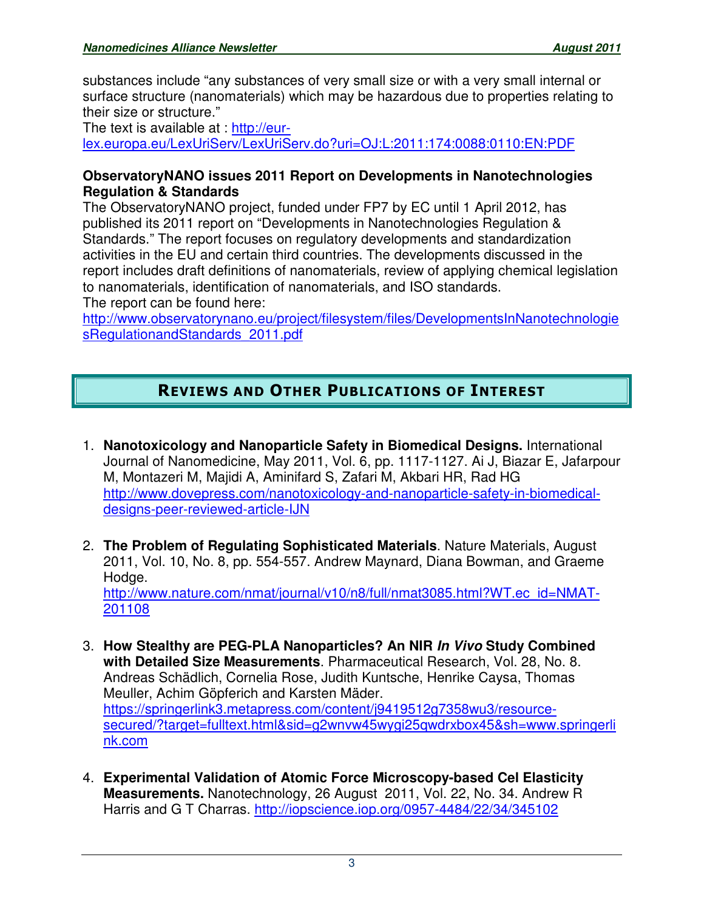substances include “any substances of very small size or with a very small internal or surface structure (nanomaterials) which may be hazardous due to properties relating to their size or structure.”
The text is available at : http://eur-lex.europa.eu/LexUriServ/LexUriServ.do?uri=OJ:L:2011:174:0088:0110:EN:PDF

**ObservatoryNANO issues 2011 Report on Developments in Nanotechnologies Regulation & Standards**
The ObservatoryNANO project, funded under FP7 by EC until 1 April 2012, has published its 2011 report on “Developments in Nanotechnologies Regulation & Standards.” The report focuses on regulatory developments and standardization activities in the EU and certain third countries. The developments discussed in the report includes draft definitions of nanomaterials, review of applying chemical legislation to nanomaterials, identification of nanomaterials, and ISO standards.
The report can be found here:
http://www.observatorynano.eu/project/filesystem/files/DevelopmentsInNanotechnologiesRegulationandStandards_2011.pdf

## Reviews and Other Publications of Interest

1. **Nanotoxicology and Nanoparticle Safety in Biomedical Designs.** International Journal of Nanomedicine, May 2011, Vol. 6, pp. 1117-1127. Ai J, Biazar E, Jafarpour M, Montazeri M, Majidi A, Aminifard S, Zafari M, Akbari HR, Rad HG
   http://www.dovepress.com/nanotoxicology-and-nanoparticle-safety-in-biomedical-designs-peer-reviewed-article-IJN

2. **The Problem of Regulating Sophisticated Materials**. Nature Materials, August 2011, Vol. 10, No. 8, pp. 554-557. Andrew Maynard, Diana Bowman, and Graeme Hodge.
   http://www.nature.com/nmat/journal/v10/n8/full/nmat3085.html?WT.ec_id=NMAT-201108

3. **How Stealthy are PEG-PLA Nanoparticles? An NIR *In Vivo* Study Combined with Detailed Size Measurements**. Pharmaceutical Research, Vol. 28, No. 8. Andreas Schädlich, Cornelia Rose, Judith Kuntsche, Henrike Caysa, Thomas Meuller, Achim Göpferich and Karsten Mäder.
   https://springerlink3.metapress.com/content/j9419512g7358wu3/resource-secured/?target=fulltext.html&sid=g2wnvw45wygi25qwdrxbox45&sh=www.springerlink.com

4. **Experimental Validation of Atomic Force Microscopy-based Cel Elasticity Measurements.** Nanotechnology, 26 August 2011, Vol. 22, No. 34. Andrew R Harris and G T Charras. http://iopscience.iop.org/0957-4484/22/34/345102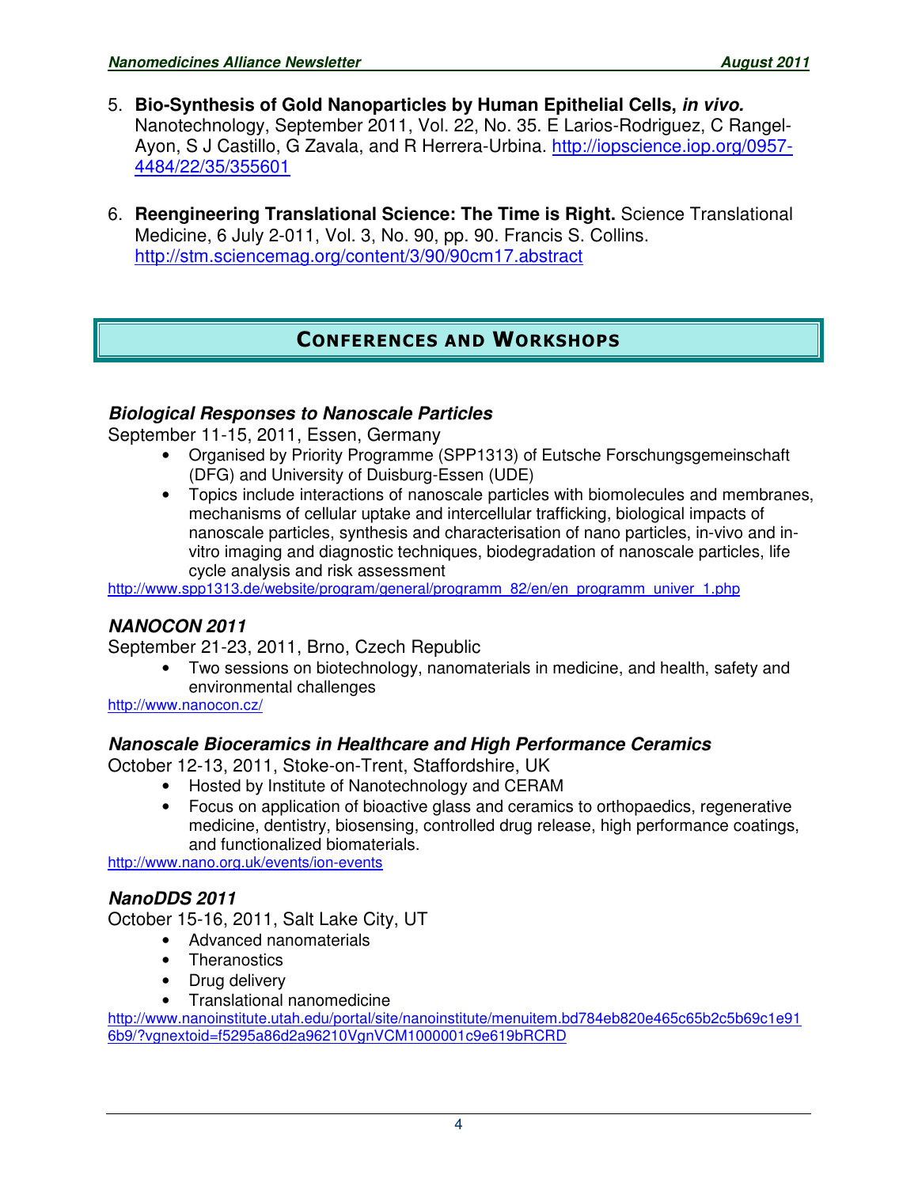5. **Bio-Synthesis of Gold Nanoparticles by Human Epithelial Cells, *in vivo.*** Nanotechnology, September 2011, Vol. 22, No. 35. E Larios-Rodriguez, C Rangel-Ayon, S J Castillo, G Zavala, and R Herrera-Urbina. http://iopscience.iop.org/0957-4484/22/35/355601

6. **Reengineering Translational Science: The Time is Right.** Science Translational Medicine, 6 July 2-011, Vol. 3, No. 90, pp. 90. Francis S. Collins. http://stm.sciencemag.org/content/3/90/90cm17.abstract

## CONFERENCES AND WORKSHOPS

### *Biological Responses to Nanoscale Particles*

September 11-15, 2011, Essen, Germany

- Organised by Priority Programme (SPP1313) of Eutsche Forschungsgemeinschaft (DFG) and University of Duisburg-Essen (UDE)
- Topics include interactions of nanoscale particles with biomolecules and membranes, mechanisms of cellular uptake and intercellular trafficking, biological impacts of nanoscale particles, synthesis and characterisation of nano particles, in-vivo and in-vitro imaging and diagnostic techniques, biodegradation of nanoscale particles, life cycle analysis and risk assessment

http://www.spp1313.de/website/program/general/programm_82/en/en_programm_univer_1.php

### *NANOCON 2011*

September 21-23, 2011, Brno, Czech Republic

- Two sessions on biotechnology, nanomaterials in medicine, and health, safety and environmental challenges

http://www.nanocon.cz/

### *Nanoscale Bioceramics in Healthcare and High Performance Ceramics*

October 12-13, 2011, Stoke-on-Trent, Staffordshire, UK

- Hosted by Institute of Nanotechnology and CERAM
- Focus on application of bioactive glass and ceramics to orthopaedics, regenerative medicine, dentistry, biosensing, controlled drug release, high performance coatings, and functionalized biomaterials.

http://www.nano.org.uk/events/ion-events

### *NanoDDS 2011*

October 15-16, 2011, Salt Lake City, UT

- Advanced nanomaterials
- Theranostics
- Drug delivery
- Translational nanomedicine

http://www.nanoinstitute.utah.edu/portal/site/nanoinstitute/menuitem.bd784eb820e465c65b2c5b69c1e916b9/?vgnextoid=f5295a86d2a96210VgnVCM1000001c9e619bRCRD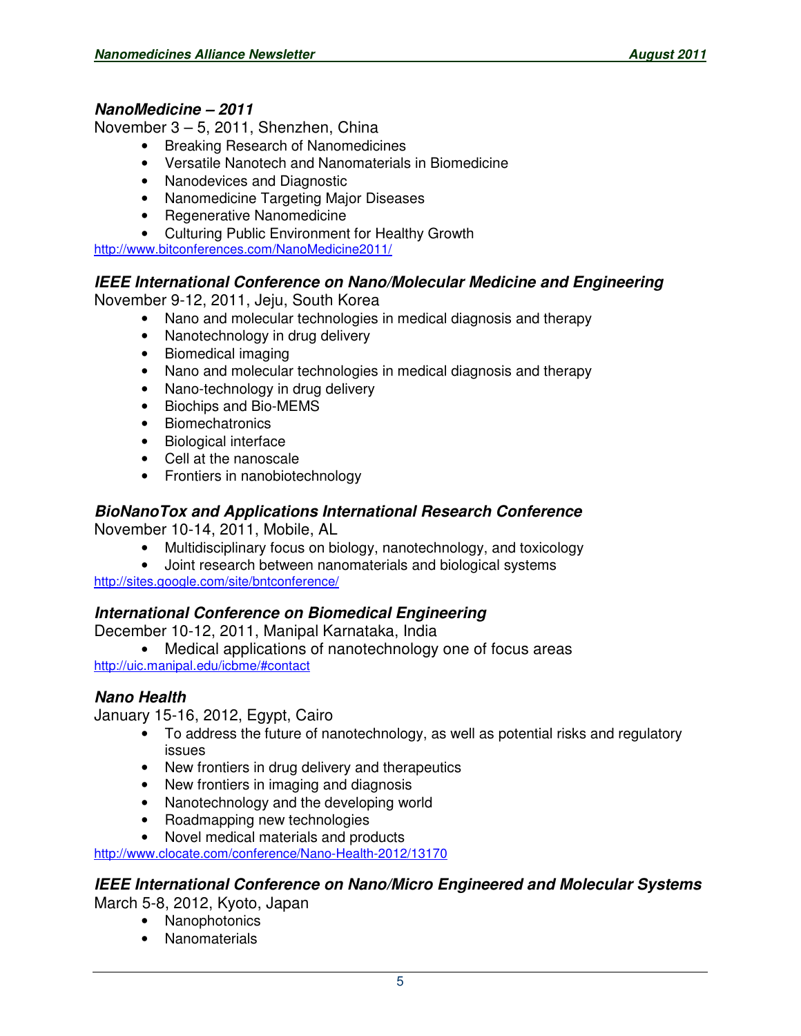### *NanoMedicine – 2011*

November 3 – 5, 2011, Shenzhen, China

- Breaking Research of Nanomedicines
- Versatile Nanotech and Nanomaterials in Biomedicine
- Nanodevices and Diagnostic
- Nanomedicine Targeting Major Diseases
- Regenerative Nanomedicine
- Culturing Public Environment for Healthy Growth

http://www.bitconferences.com/NanoMedicine2011/

### *IEEE International Conference on Nano/Molecular Medicine and Engineering*

November 9-12, 2011, Jeju, South Korea

- Nano and molecular technologies in medical diagnosis and therapy
- Nanotechnology in drug delivery
- Biomedical imaging
- Nano and molecular technologies in medical diagnosis and therapy
- Nano-technology in drug delivery
- Biochips and Bio-MEMS
- Biomechatronics
- Biological interface
- Cell at the nanoscale
- Frontiers in nanobiotechnology

### *BioNanoTox and Applications International Research Conference*

November 10-14, 2011, Mobile, AL

- Multidisciplinary focus on biology, nanotechnology, and toxicology
- Joint research between nanomaterials and biological systems

http://sites.google.com/site/bntconference/

### *International Conference on Biomedical Engineering*

December 10-12, 2011, Manipal Karnataka, India

- Medical applications of nanotechnology one of focus areas

http://uic.manipal.edu/icbme/#contact

### *Nano Health*

January 15-16, 2012, Egypt, Cairo

- To address the future of nanotechnology, as well as potential risks and regulatory issues
- New frontiers in drug delivery and therapeutics
- New frontiers in imaging and diagnosis
- Nanotechnology and the developing world
- Roadmapping new technologies
- Novel medical materials and products

http://www.clocate.com/conference/Nano-Health-2012/13170

### *IEEE International Conference on Nano/Micro Engineered and Molecular Systems*

March 5-8, 2012, Kyoto, Japan

- Nanophotonics
- Nanomaterials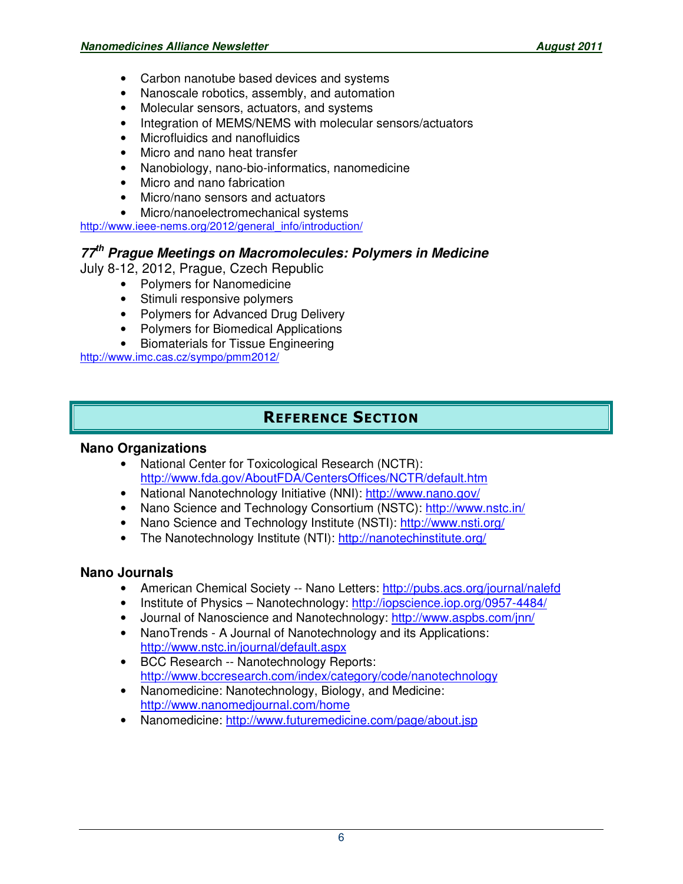- Carbon nanotube based devices and systems
- Nanoscale robotics, assembly, and automation
- Molecular sensors, actuators, and systems
- Integration of MEMS/NEMS with molecular sensors/actuators
- Microfluidics and nanofluidics
- Micro and nano heat transfer
- Nanobiology, nano-bio-informatics, nanomedicine
- Micro and nano fabrication
- Micro/nano sensors and actuators
- Micro/nanoelectromechanical systems

http://www.ieee-nems.org/2012/general_info/introduction/

### *77th Prague Meetings on Macromolecules: Polymers in Medicine*

July 8-12, 2012, Prague, Czech Republic

- Polymers for Nanomedicine
- Stimuli responsive polymers
- Polymers for Advanced Drug Delivery
- Polymers for Biomedical Applications
- Biomaterials for Tissue Engineering

http://www.imc.cas.cz/sympo/pmm2012/

## REFERENCE SECTION

### Nano Organizations

- National Center for Toxicological Research (NCTR): http://www.fda.gov/AboutFDA/CentersOffices/NCTR/default.htm
- National Nanotechnology Initiative (NNI): http://www.nano.gov/
- Nano Science and Technology Consortium (NSTC): http://www.nstc.in/
- Nano Science and Technology Institute (NSTI): http://www.nsti.org/
- The Nanotechnology Institute (NTI): http://nanotechinstitute.org/

### Nano Journals

- American Chemical Society -- Nano Letters: http://pubs.acs.org/journal/nalefd
- Institute of Physics – Nanotechnology: http://iopscience.iop.org/0957-4484/
- Journal of Nanoscience and Nanotechnology: http://www.aspbs.com/jnn/
- NanoTrends - A Journal of Nanotechnology and its Applications: http://www.nstc.in/journal/default.aspx
- BCC Research -- Nanotechnology Reports: http://www.bccresearch.com/index/category/code/nanotechnology
- Nanomedicine: Nanotechnology, Biology, and Medicine: http://www.nanomedjournal.com/home
- Nanomedicine: http://www.futuremedicine.com/page/about.jsp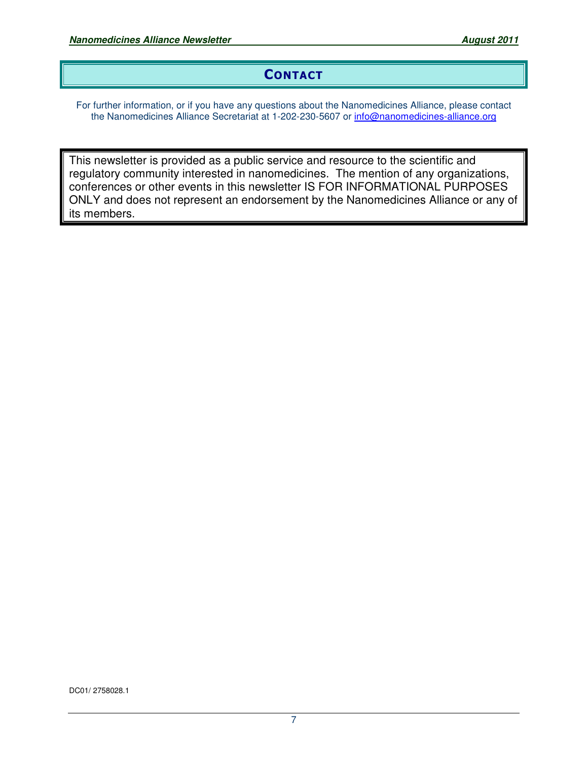## CONTACT

For further information, or if you have any questions about the Nanomedicines Alliance, please contact the Nanomedicines Alliance Secretariat at 1-202-230-5607 or info@nanomedicines-alliance.org

This newsletter is provided as a public service and resource to the scientific and regulatory community interested in nanomedicines. The mention of any organizations, conferences or other events in this newsletter IS FOR INFORMATIONAL PURPOSES ONLY and does not represent an endorsement by the Nanomedicines Alliance or any of its members.

DC01/ 2758028.1